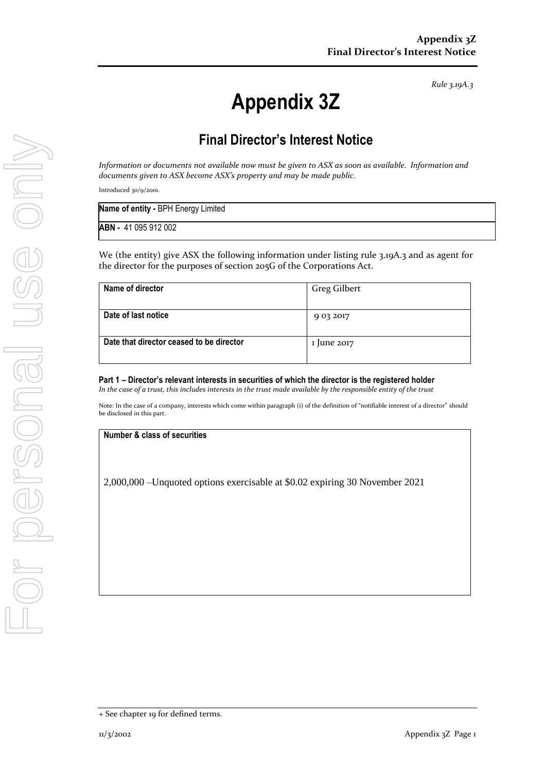*Rule 3.19A.3*

# Appendix 3Z

## Final Director's Interest Notice

*Information or documents not available now must be given to ASX as soon as available. Information and documents given to ASX become ASX's property and may be made public.*

Introduced 30/9/2001.

| **Name of entity -** BPH Energy Limited |
|---|
| **ABN -** 41 095 912 002 |

We (the entity) give ASX the following information under listing rule 3.19A.3 and as agent for the director for the purposes of section 205G of the Corporations Act.

| **Name of director** | Greg Gilbert |
|---|---|
| **Date of last notice** | 9 03 2017 |
| **Date that director ceased to be director** | 1 June 2017 |

### Part 1 – Director's relevant interests in securities of which the director is the registered holder

*In the case of a trust, this includes interests in the trust made available by the responsible entity of the trust*

Note: In the case of a company, interests which come within paragraph (i) of the definition of "notifiable interest of a director" should be disclosed in this part.

| **Number & class of securities** |
|---|
| 2,000,000 –Unquoted options exercisable at $0.02 expiring 30 November 2021 |

+ See chapter 19 for defined terms.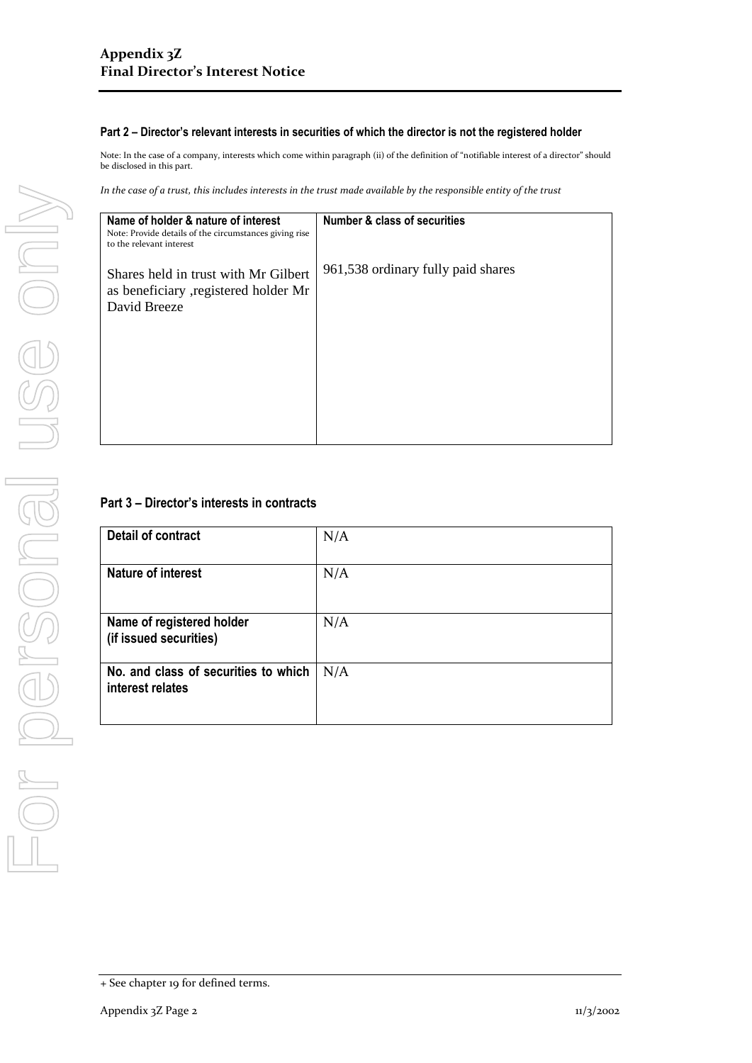## Part 2 – Director's relevant interests in securities of which the director is not the registered holder

Note: In the case of a company, interests which come within paragraph (ii) of the definition of "notifiable interest of a director" should be disclosed in this part.

*In the case of a trust, this includes interests in the trust made available by the responsible entity of the trust*

| Name of holder & nature of interest<br>Note: Provide details of the circumstances giving rise to the relevant interest | Number & class of securities |
|---|---|
| Shares held in trust with Mr Gilbert as beneficiary ,registered holder Mr David Breeze | 961,538 ordinary fully paid shares |

## Part 3 – Director's interests in contracts

| | |
|---|---|
| **Detail of contract** | N/A |
| **Nature of interest** | N/A |
| **Name of registered holder (if issued securities)** | N/A |
| **No. and class of securities to which interest relates** | N/A |

+ See chapter 19 for defined terms.